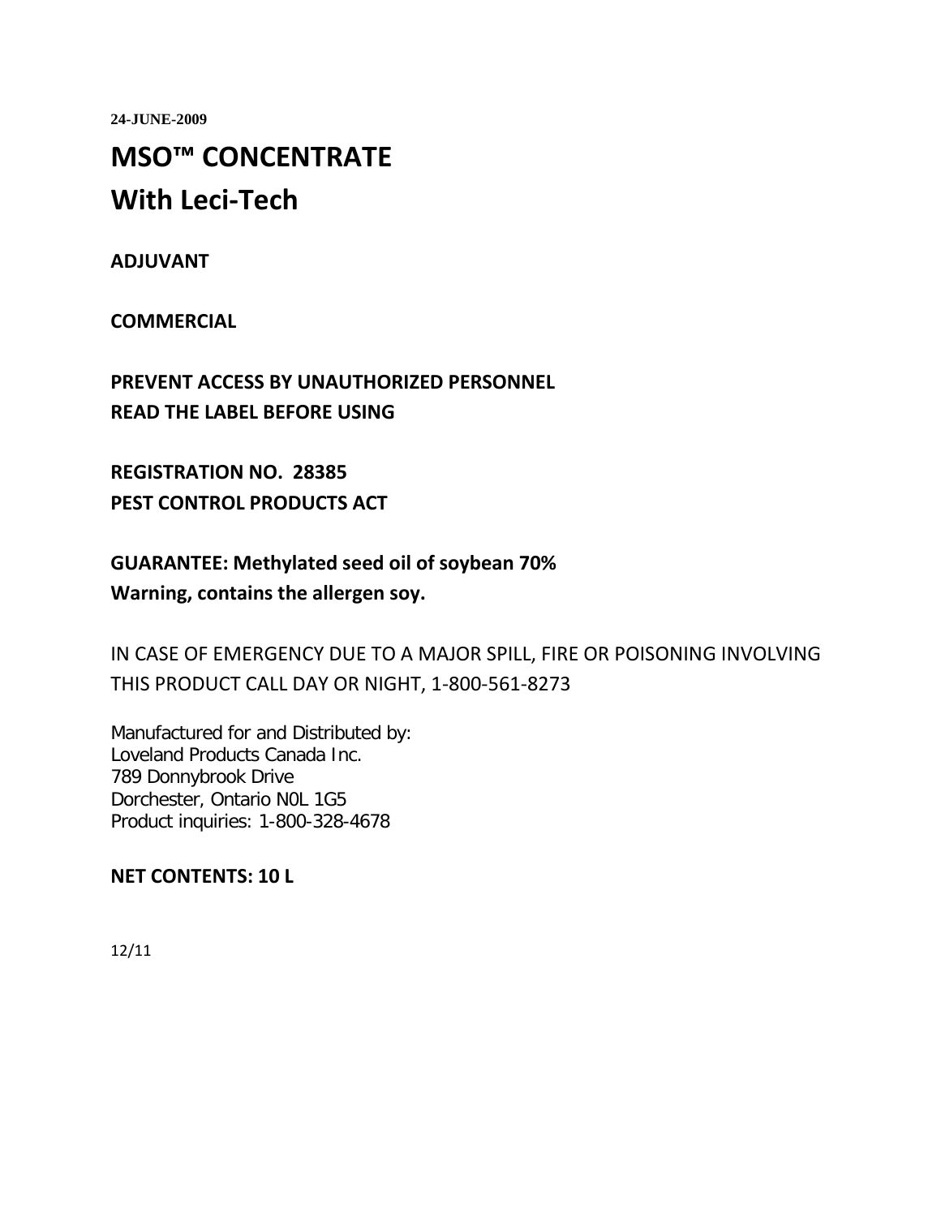**24-JUNE-2009**

# MSO™ CONCENTRATE
# With Leci-Tech

**ADJUVANT**

**COMMERCIAL**

**PREVENT ACCESS BY UNAUTHORIZED PERSONNEL**
**READ THE LABEL BEFORE USING**

**REGISTRATION NO. 28385**
**PEST CONTROL PRODUCTS ACT**

**GUARANTEE: Methylated seed oil of soybean 70%**
**Warning, contains the allergen soy.**

IN CASE OF EMERGENCY DUE TO A MAJOR SPILL, FIRE OR POISONING INVOLVING THIS PRODUCT CALL DAY OR NIGHT, 1-800-561-8273

Manufactured for and Distributed by:
Loveland Products Canada Inc.
789 Donnybrook Drive
Dorchester, Ontario N0L 1G5
Product inquiries: 1-800-328-4678

**NET CONTENTS: 10 L**

12/11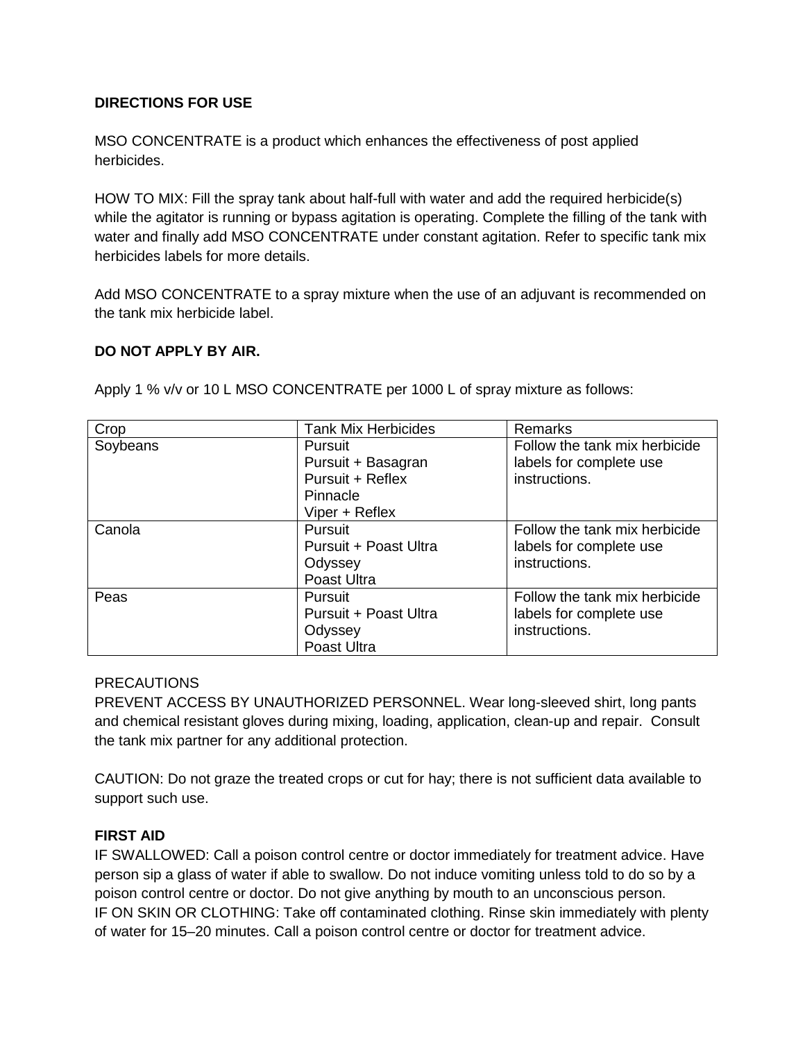**DIRECTIONS FOR USE**

MSO CONCENTRATE is a product which enhances the effectiveness of post applied herbicides.

HOW TO MIX: Fill the spray tank about half-full with water and add the required herbicide(s) while the agitator is running or bypass agitation is operating. Complete the filling of the tank with water and finally add MSO CONCENTRATE under constant agitation. Refer to specific tank mix herbicides labels for more details.

Add MSO CONCENTRATE to a spray mixture when the use of an adjuvant is recommended on the tank mix herbicide label.

**DO NOT APPLY BY AIR.**

Apply 1 % v/v or 10 L MSO CONCENTRATE per 1000 L of spray mixture as follows:

| Crop | Tank Mix Herbicides | Remarks |
|---|---|---|
| Soybeans | Pursuit<br>Pursuit + Basagran<br>Pursuit + Reflex<br>Pinnacle<br>Viper + Reflex | Follow the tank mix herbicide labels for complete use instructions. |
| Canola | Pursuit<br>Pursuit + Poast Ultra<br>Odyssey<br>Poast Ultra | Follow the tank mix herbicide labels for complete use instructions. |
| Peas | Pursuit<br>Pursuit + Poast Ultra<br>Odyssey<br>Poast Ultra | Follow the tank mix herbicide labels for complete use instructions. |

PRECAUTIONS
PREVENT ACCESS BY UNAUTHORIZED PERSONNEL. Wear long-sleeved shirt, long pants and chemical resistant gloves during mixing, loading, application, clean-up and repair. Consult the tank mix partner for any additional protection.

CAUTION: Do not graze the treated crops or cut for hay; there is not sufficient data available to support such use.

**FIRST AID**
IF SWALLOWED: Call a poison control centre or doctor immediately for treatment advice. Have person sip a glass of water if able to swallow. Do not induce vomiting unless told to do so by a poison control centre or doctor. Do not give anything by mouth to an unconscious person.
IF ON SKIN OR CLOTHING: Take off contaminated clothing. Rinse skin immediately with plenty of water for 15–20 minutes. Call a poison control centre or doctor for treatment advice.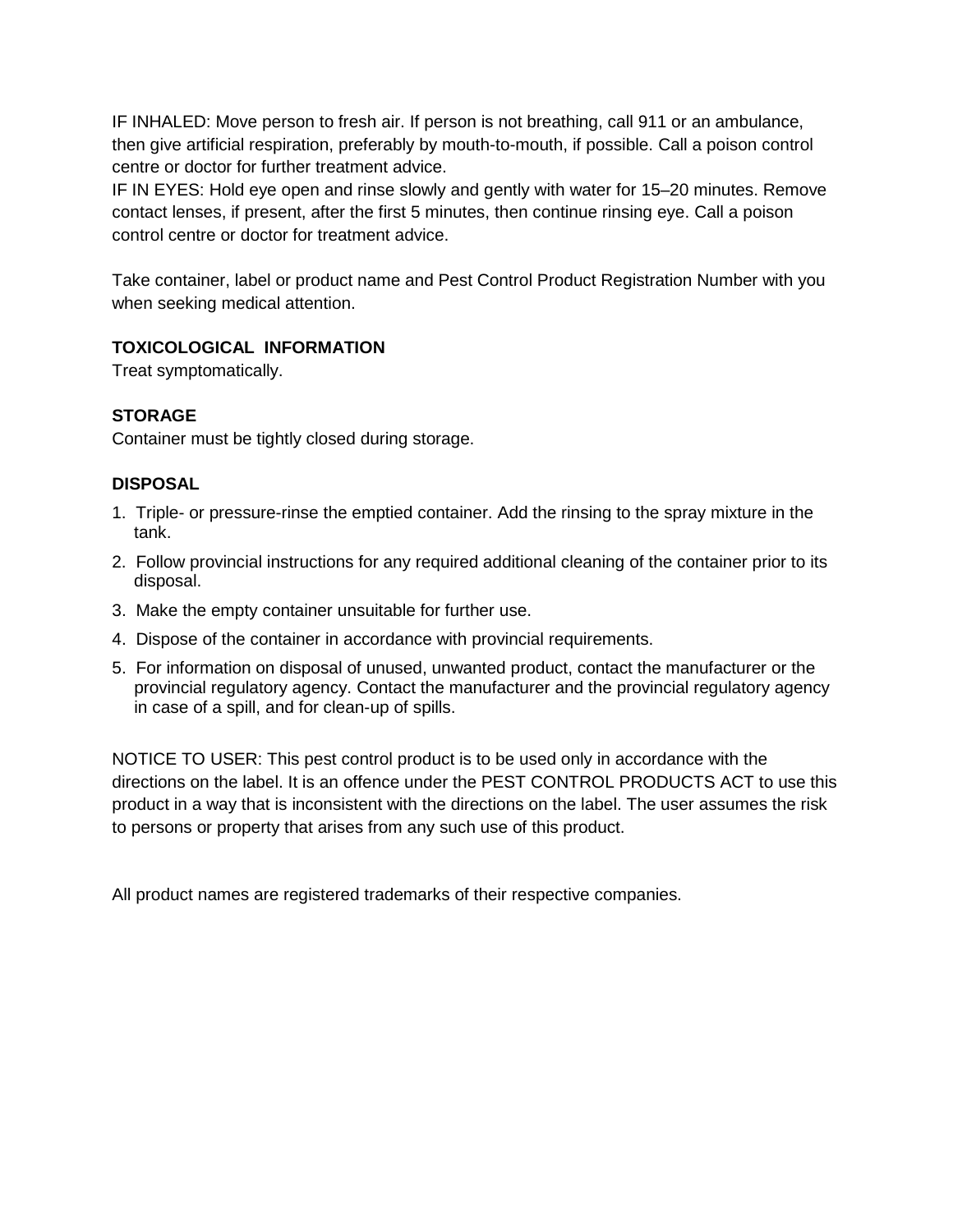IF INHALED: Move person to fresh air. If person is not breathing, call 911 or an ambulance, then give artificial respiration, preferably by mouth-to-mouth, if possible. Call a poison control centre or doctor for further treatment advice.
IF IN EYES: Hold eye open and rinse slowly and gently with water for 15–20 minutes. Remove contact lenses, if present, after the first 5 minutes, then continue rinsing eye. Call a poison control centre or doctor for treatment advice.

Take container, label or product name and Pest Control Product Registration Number with you when seeking medical attention.

**TOXICOLOGICAL INFORMATION**
Treat symptomatically.

**STORAGE**
Container must be tightly closed during storage.

**DISPOSAL**

1. Triple- or pressure-rinse the emptied container. Add the rinsing to the spray mixture in the tank.
2. Follow provincial instructions for any required additional cleaning of the container prior to its disposal.
3. Make the empty container unsuitable for further use.
4. Dispose of the container in accordance with provincial requirements.
5. For information on disposal of unused, unwanted product, contact the manufacturer or the provincial regulatory agency. Contact the manufacturer and the provincial regulatory agency in case of a spill, and for clean-up of spills.

NOTICE TO USER: This pest control product is to be used only in accordance with the directions on the label. It is an offence under the PEST CONTROL PRODUCTS ACT to use this product in a way that is inconsistent with the directions on the label. The user assumes the risk to persons or property that arises from any such use of this product.

All product names are registered trademarks of their respective companies.